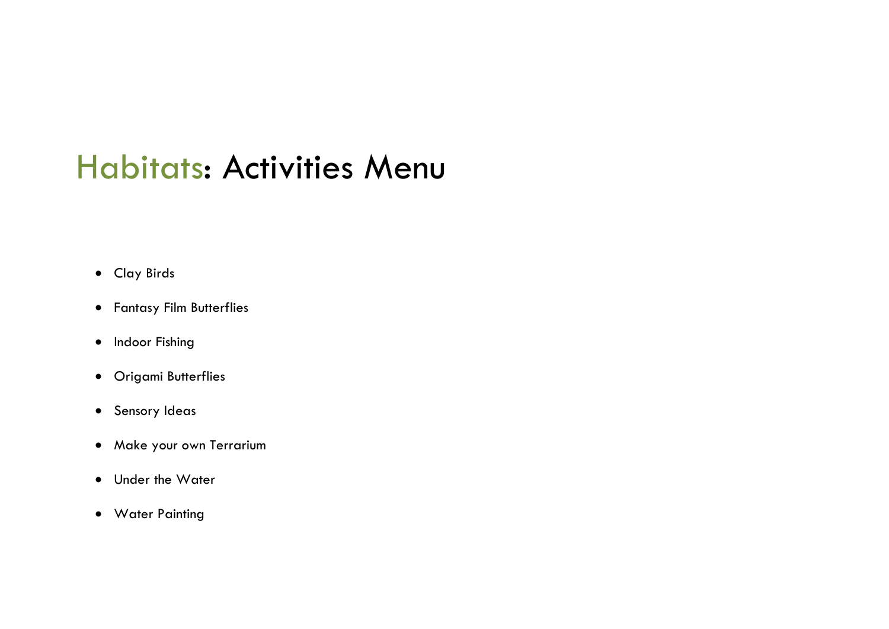# Habitats: Activities Menu

- Clay Birds
- Fantasy Film Butterflies
- Indoor Fishing
- Origami Butterflies
- Sensory Ideas
- Make your own Terrarium
- Under the Water
- Water Painting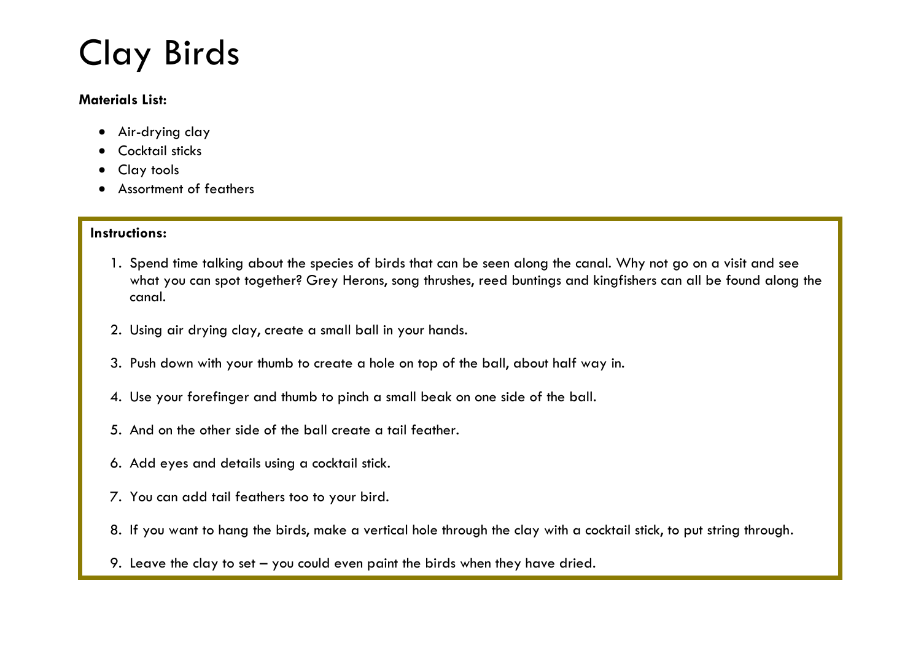# Clay Birds

**Materials List:**

- Air-drying clay
- Cocktail sticks
- Clay tools
- Assortment of feathers

**Instructions:**

1. Spend time talking about the species of birds that can be seen along the canal. Why not go on a visit and see what you can spot together? Grey Herons, song thrushes, reed buntings and kingfishers can all be found along the canal.

2. Using air drying clay, create a small ball in your hands.

3. Push down with your thumb to create a hole on top of the ball, about half way in.

4. Use your forefinger and thumb to pinch a small beak on one side of the ball.

5. And on the other side of the ball create a tail feather.

6. Add eyes and details using a cocktail stick.

7. You can add tail feathers too to your bird.

8. If you want to hang the birds, make a vertical hole through the clay with a cocktail stick, to put string through.

9. Leave the clay to set – you could even paint the birds when they have dried.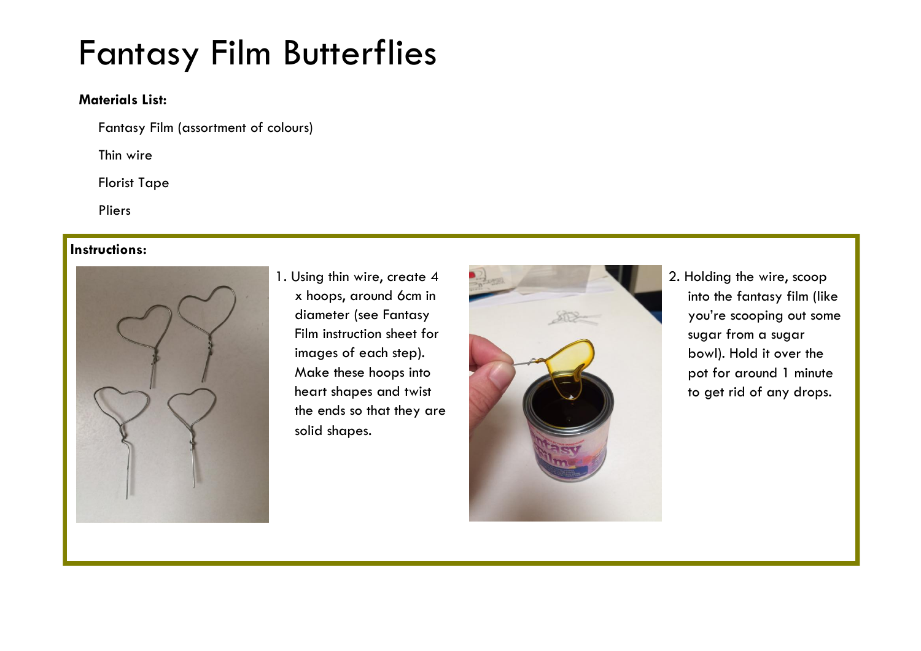# Fantasy Film Butterflies

**Materials List:**

Fantasy Film (assortment of colours)

Thin wire

Florist Tape

Pliers

**Instructions:**

1. Using thin wire, create 4 x hoops, around 6cm in diameter (see Fantasy Film instruction sheet for images of each step). Make these hoops into heart shapes and twist the ends so that they are solid shapes.

2. Holding the wire, scoop into the fantasy film (like you're scooping out some sugar from a sugar bowl). Hold it over the pot for around 1 minute to get rid of any drops.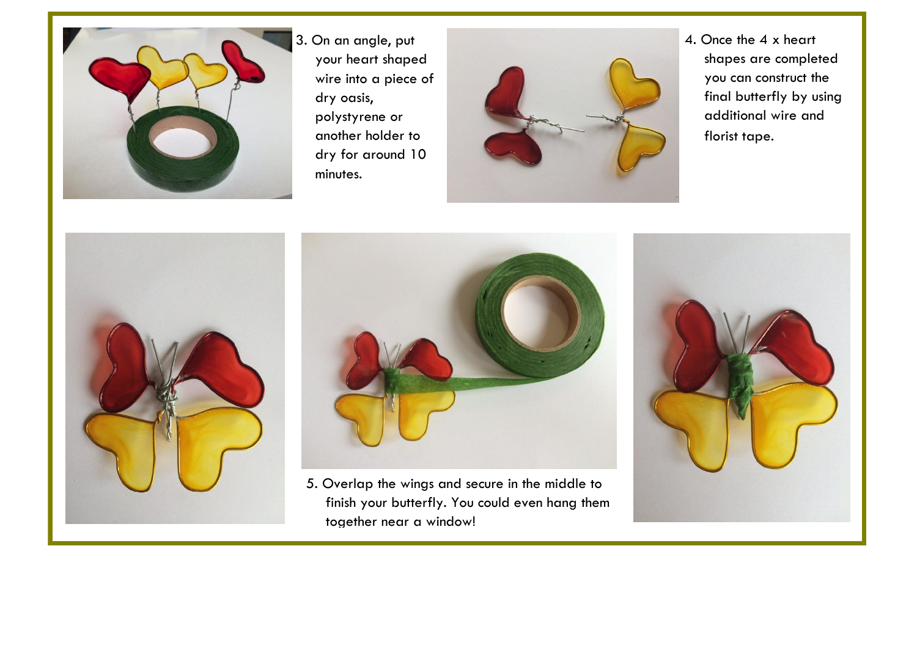3. On an angle, put your heart shaped wire into a piece of dry oasis, polystyrene or another holder to dry for around 10 minutes.

4. Once the 4 x heart shapes are completed you can construct the final butterfly by using additional wire and florist tape.

5. Overlap the wings and secure in the middle to finish your butterfly. You could even hang them together near a window!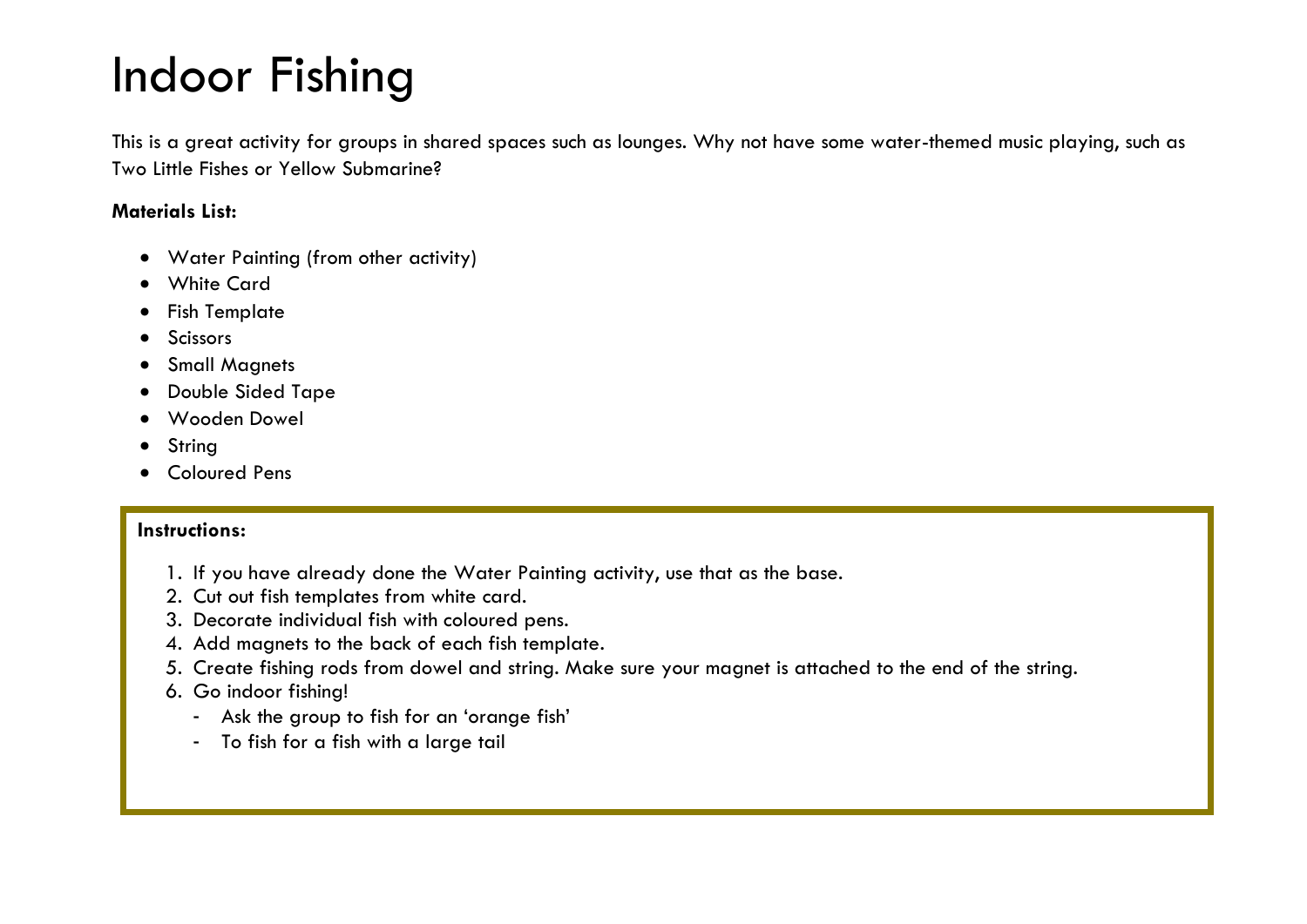# Indoor Fishing

This is a great activity for groups in shared spaces such as lounges. Why not have some water-themed music playing, such as Two Little Fishes or Yellow Submarine?

**Materials List:**

- Water Painting (from other activity)
- White Card
- Fish Template
- Scissors
- Small Magnets
- Double Sided Tape
- Wooden Dowel
- String
- Coloured Pens

**Instructions:**

1. If you have already done the Water Painting activity, use that as the base.
2. Cut out fish templates from white card.
3. Decorate individual fish with coloured pens.
4. Add magnets to the back of each fish template.
5. Create fishing rods from dowel and string. Make sure your magnet is attached to the end of the string.
6. Go indoor fishing!
   - Ask the group to fish for an 'orange fish'
   - To fish for a fish with a large tail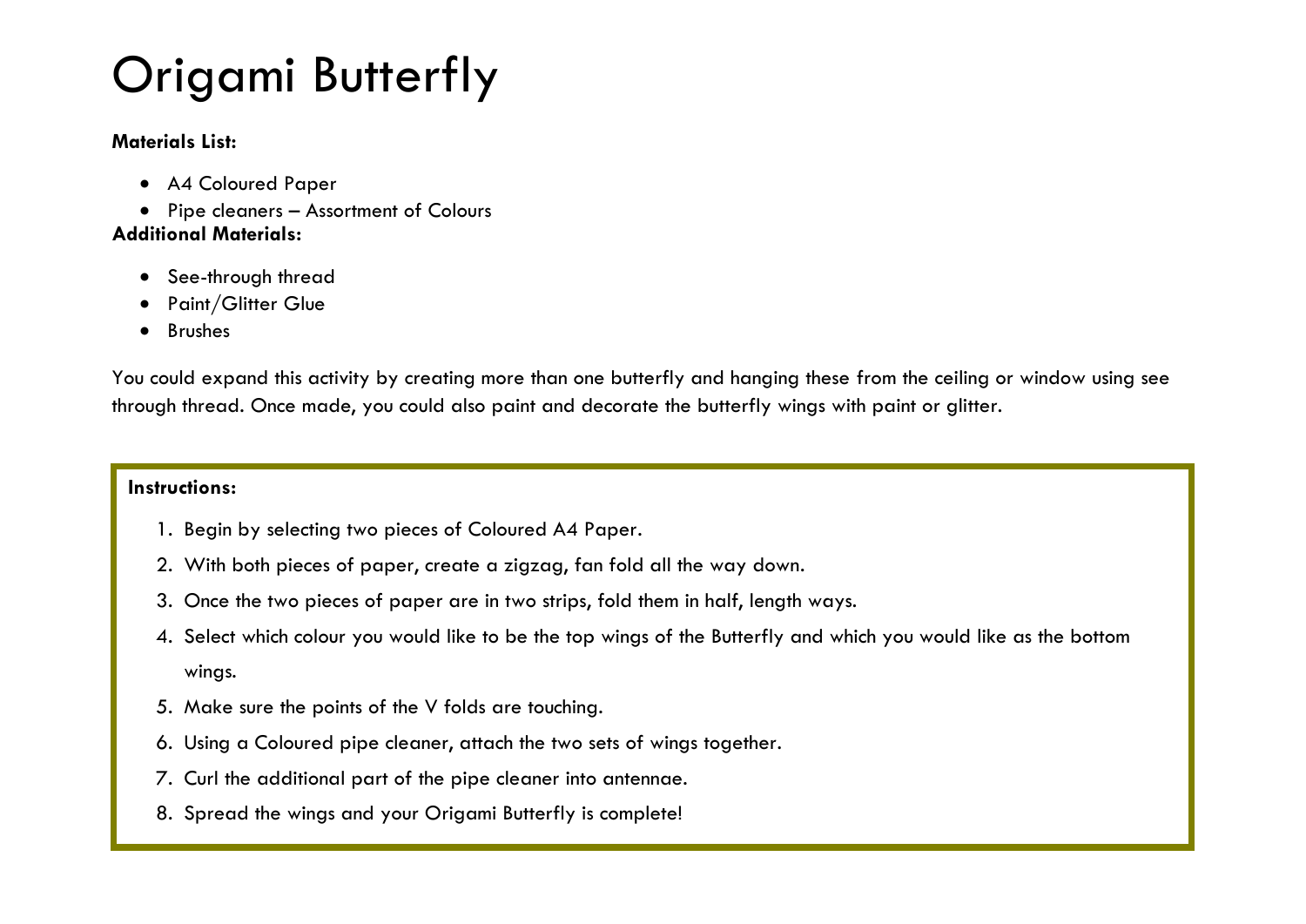# Origami Butterfly

**Materials List:**

- A4 Coloured Paper
- Pipe cleaners – Assortment of Colours

**Additional Materials:**

- See-through thread
- Paint/Glitter Glue
- Brushes

You could expand this activity by creating more than one butterfly and hanging these from the ceiling or window using see through thread. Once made, you could also paint and decorate the butterfly wings with paint or glitter.

**Instructions:**

1. Begin by selecting two pieces of Coloured A4 Paper.
2. With both pieces of paper, create a zigzag, fan fold all the way down.
3. Once the two pieces of paper are in two strips, fold them in half, length ways.
4. Select which colour you would like to be the top wings of the Butterfly and which you would like as the bottom wings.
5. Make sure the points of the V folds are touching.
6. Using a Coloured pipe cleaner, attach the two sets of wings together.
7. Curl the additional part of the pipe cleaner into antennae.
8. Spread the wings and your Origami Butterfly is complete!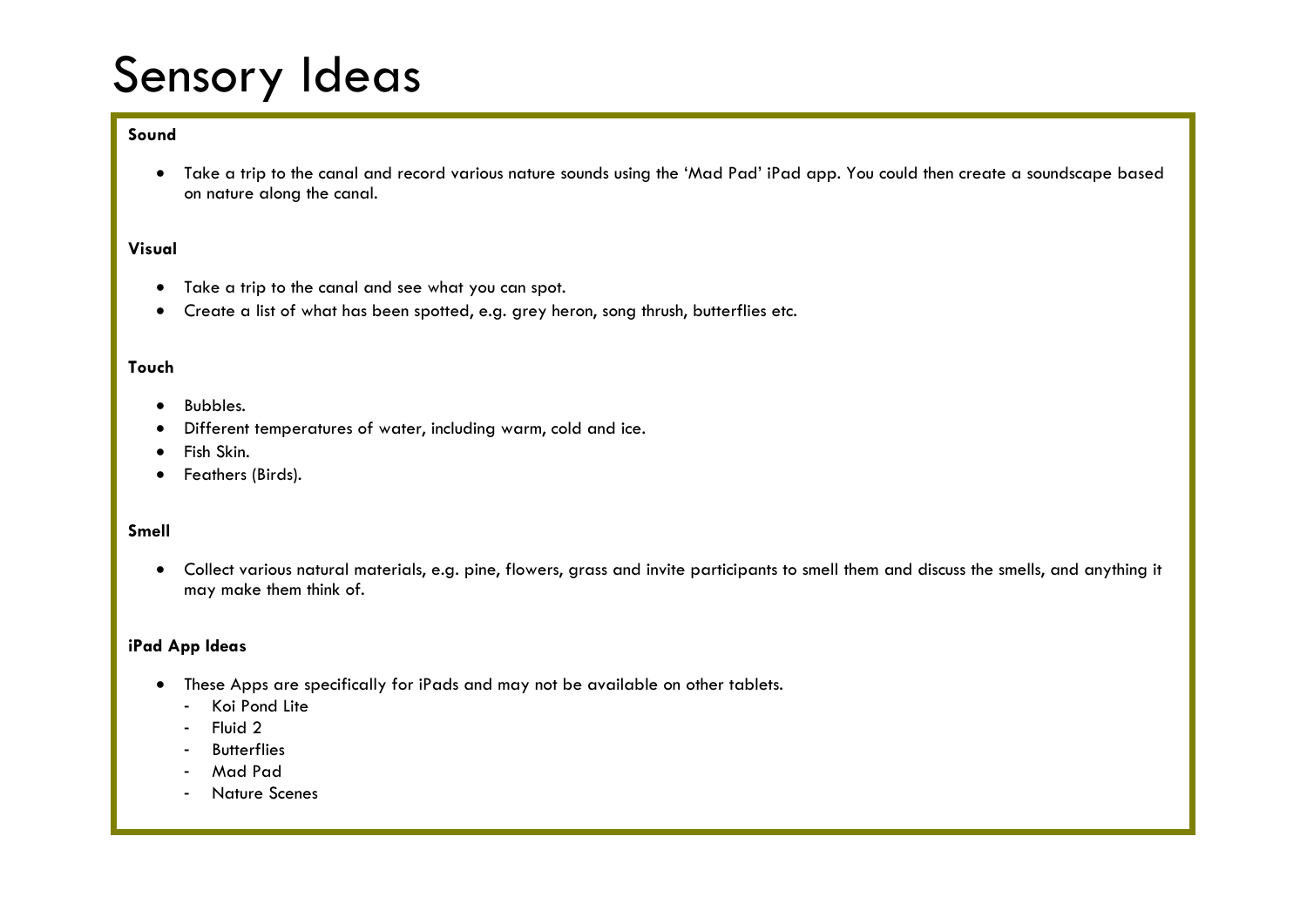# Sensory Ideas

**Sound**

- Take a trip to the canal and record various nature sounds using the 'Mad Pad' iPad app. You could then create a soundscape based on nature along the canal.

**Visual**

- Take a trip to the canal and see what you can spot.
- Create a list of what has been spotted, e.g. grey heron, song thrush, butterflies etc.

**Touch**

- Bubbles.
- Different temperatures of water, including warm, cold and ice.
- Fish Skin.
- Feathers (Birds).

**Smell**

- Collect various natural materials, e.g. pine, flowers, grass and invite participants to smell them and discuss the smells, and anything it may make them think of.

**iPad App Ideas**

- These Apps are specifically for iPads and may not be available on other tablets.
  - Koi Pond Lite
  - Fluid 2
  - Butterflies
  - Mad Pad
  - Nature Scenes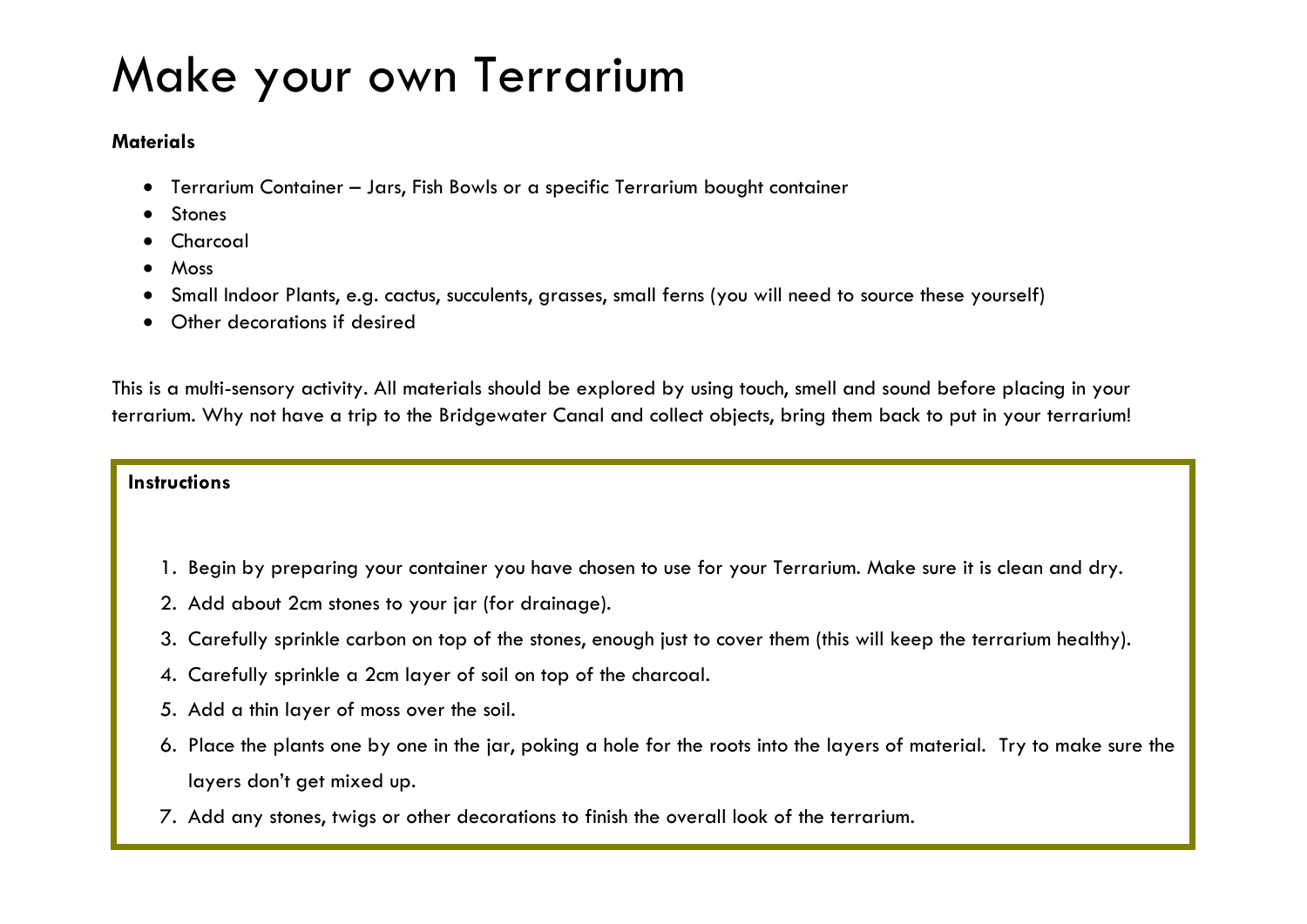# Make your own Terrarium

**Materials**

- Terrarium Container – Jars, Fish Bowls or a specific Terrarium bought container
- Stones
- Charcoal
- Moss
- Small Indoor Plants, e.g. cactus, succulents, grasses, small ferns (you will need to source these yourself)
- Other decorations if desired

This is a multi-sensory activity. All materials should be explored by using touch, smell and sound before placing in your terrarium. Why not have a trip to the Bridgewater Canal and collect objects, bring them back to put in your terrarium!

**Instructions**

1. Begin by preparing your container you have chosen to use for your Terrarium. Make sure it is clean and dry.
2. Add about 2cm stones to your jar (for drainage).
3. Carefully sprinkle carbon on top of the stones, enough just to cover them (this will keep the terrarium healthy).
4. Carefully sprinkle a 2cm layer of soil on top of the charcoal.
5. Add a thin layer of moss over the soil.
6. Place the plants one by one in the jar, poking a hole for the roots into the layers of material. Try to make sure the layers don't get mixed up.
7. Add any stones, twigs or other decorations to finish the overall look of the terrarium.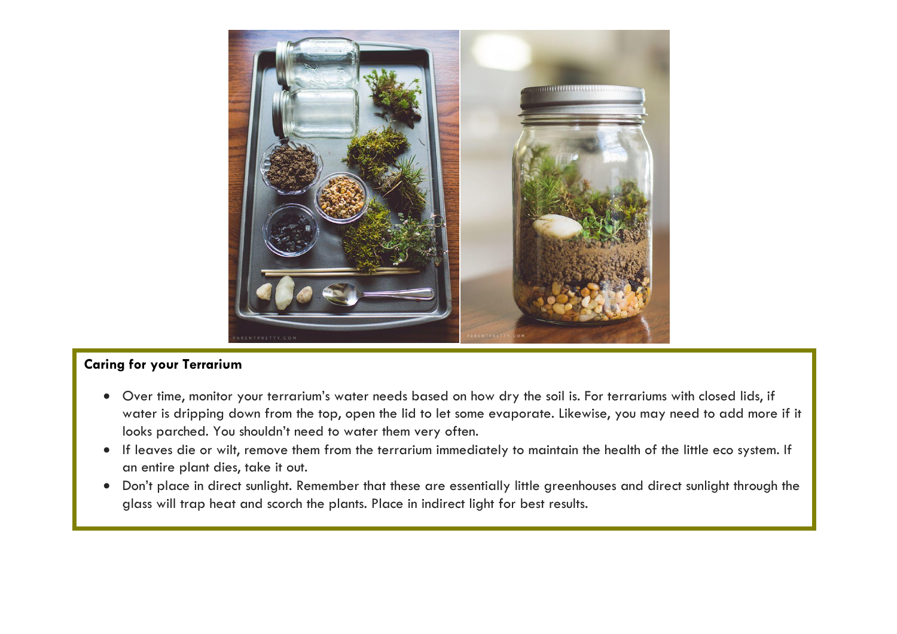**Caring for your Terrarium**

- Over time, monitor your terrarium's water needs based on how dry the soil is. For terrariums with closed lids, if water is dripping down from the top, open the lid to let some evaporate. Likewise, you may need to add more if it looks parched. You shouldn't need to water them very often.
- If leaves die or wilt, remove them from the terrarium immediately to maintain the health of the little eco system. If an entire plant dies, take it out.
- Don't place in direct sunlight. Remember that these are essentially little greenhouses and direct sunlight through the glass will trap heat and scorch the plants. Place in indirect light for best results.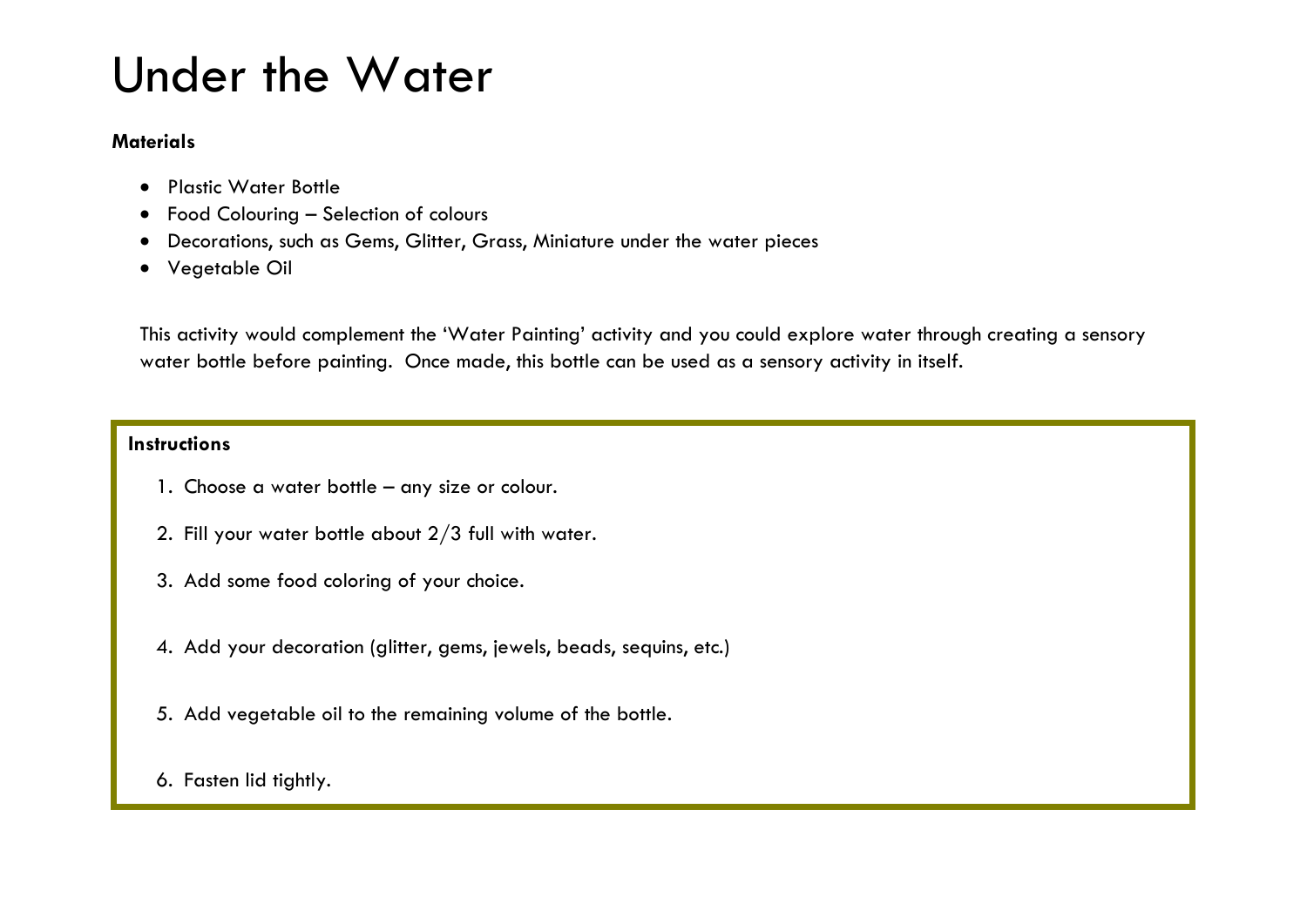# Under the Water

**Materials**

- Plastic Water Bottle
- Food Colouring – Selection of colours
- Decorations, such as Gems, Glitter, Grass, Miniature under the water pieces
- Vegetable Oil

This activity would complement the 'Water Painting' activity and you could explore water through creating a sensory water bottle before painting. Once made, this bottle can be used as a sensory activity in itself.

**Instructions**

1. Choose a water bottle – any size or colour.
2. Fill your water bottle about 2/3 full with water.
3. Add some food coloring of your choice.
4. Add your decoration (glitter, gems, jewels, beads, sequins, etc.)
5. Add vegetable oil to the remaining volume of the bottle.
6. Fasten lid tightly.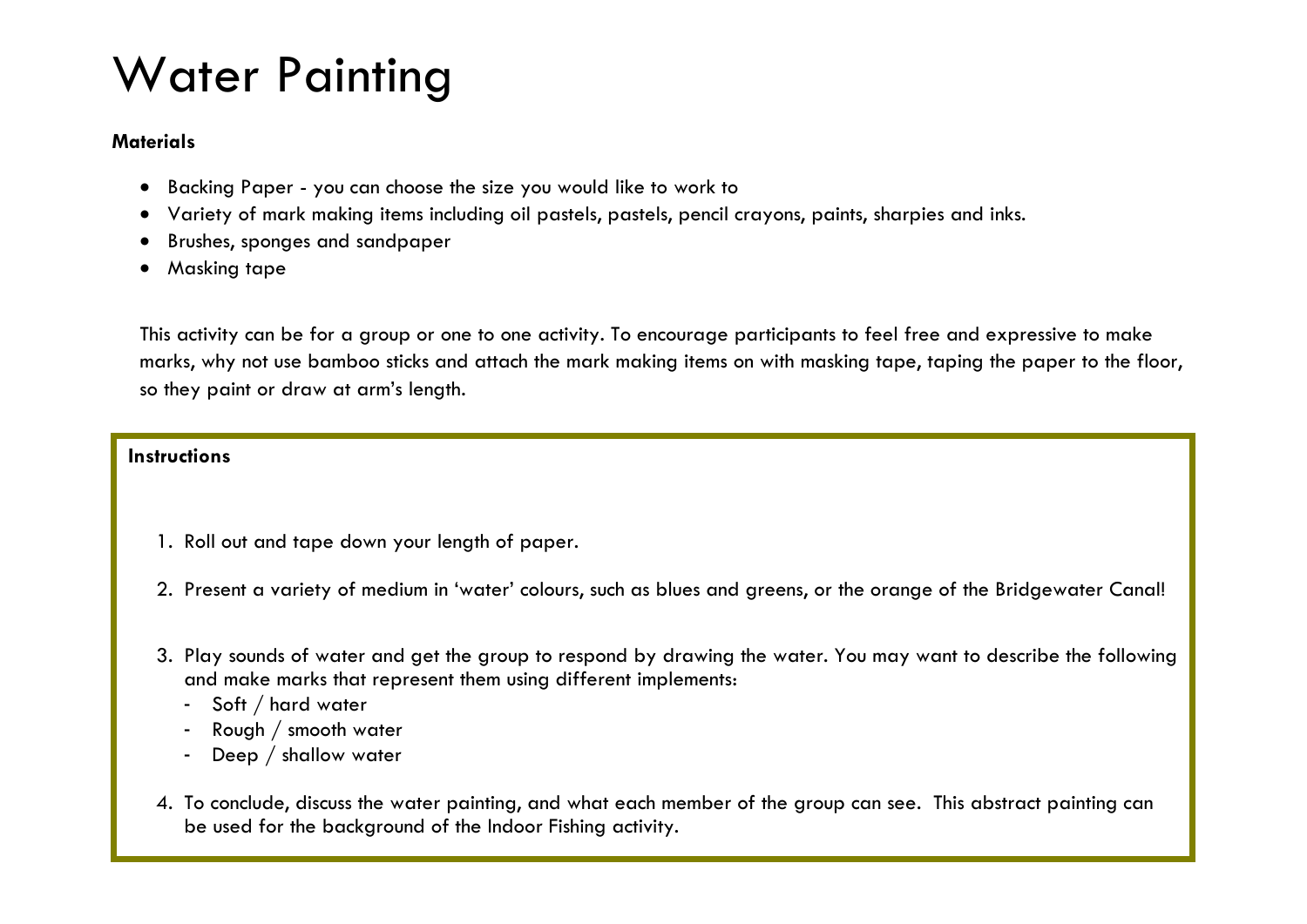# Water Painting

**Materials**

- Backing Paper - you can choose the size you would like to work to
- Variety of mark making items including oil pastels, pastels, pencil crayons, paints, sharpies and inks.
- Brushes, sponges and sandpaper
- Masking tape

This activity can be for a group or one to one activity. To encourage participants to feel free and expressive to make marks, why not use bamboo sticks and attach the mark making items on with masking tape, taping the paper to the floor, so they paint or draw at arm's length.

**Instructions**

1. Roll out and tape down your length of paper.
2. Present a variety of medium in 'water' colours, such as blues and greens, or the orange of the Bridgewater Canal!
3. Play sounds of water and get the group to respond by drawing the water. You may want to describe the following and make marks that represent them using different implements:
   - Soft / hard water
   - Rough / smooth water
   - Deep / shallow water
4. To conclude, discuss the water painting, and what each member of the group can see. This abstract painting can be used for the background of the Indoor Fishing activity.